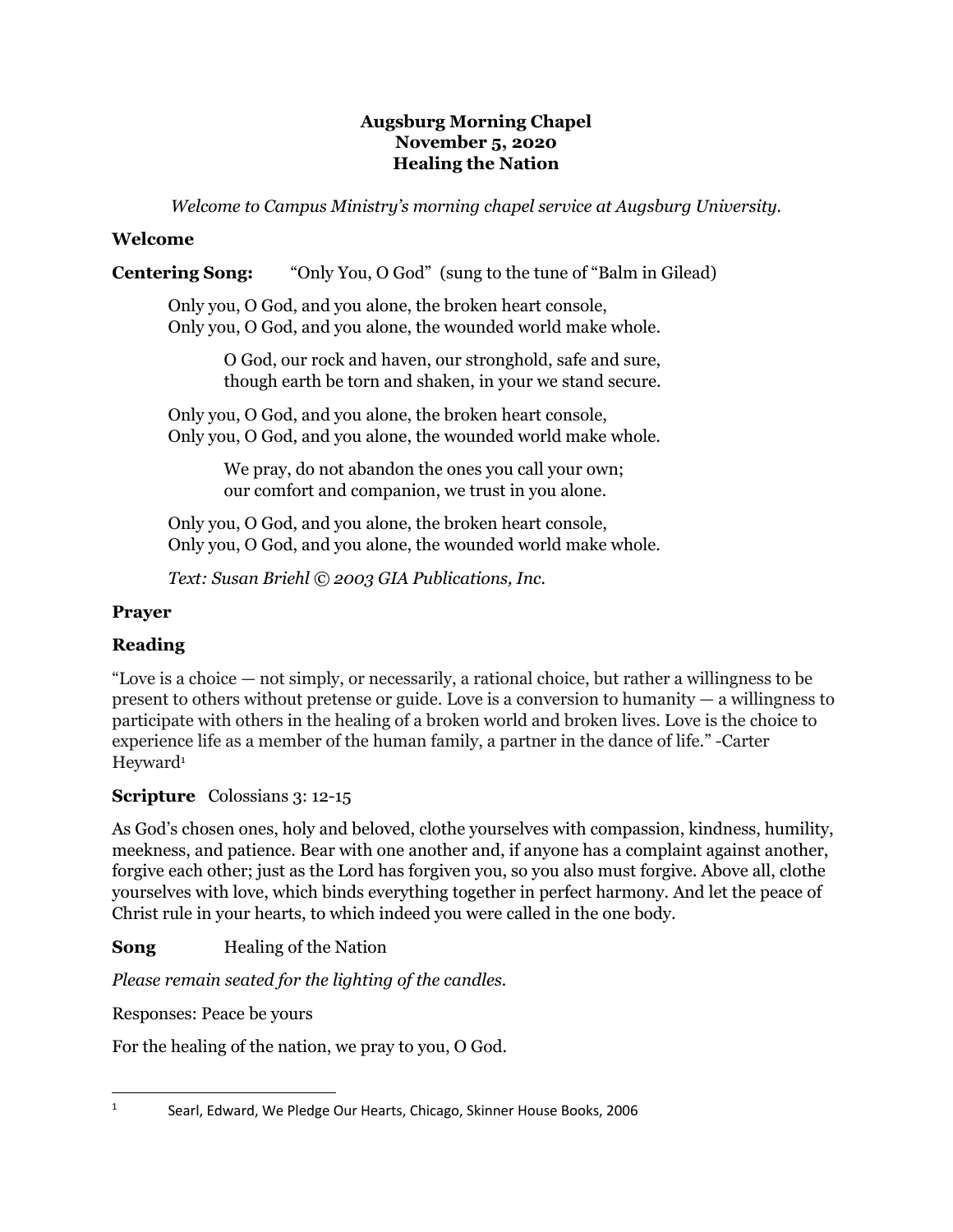**Augsburg Morning Chapel**
**November 5, 2020**
**Healing the Nation**

*Welcome to Campus Ministry's morning chapel service at Augsburg University.*

**Welcome**

**Centering Song:** "Only You, O God" (sung to the tune of "Balm in Gilead)

Only you, O God, and you alone, the broken heart console,
Only you, O God, and you alone, the wounded world make whole.

> O God, our rock and haven, our stronghold, safe and sure,
> though earth be torn and shaken, in your we stand secure.

Only you, O God, and you alone, the broken heart console,
Only you, O God, and you alone, the wounded world make whole.

> We pray, do not abandon the ones you call your own;
> our comfort and companion, we trust in you alone.

Only you, O God, and you alone, the broken heart console,
Only you, O God, and you alone, the wounded world make whole.

*Text: Susan Briehl © 2003 GIA Publications, Inc.*

**Prayer**

**Reading**

"Love is a choice — not simply, or necessarily, a rational choice, but rather a willingness to be present to others without pretense or guide. Love is a conversion to humanity — a willingness to participate with others in the healing of a broken world and broken lives. Love is the choice to experience life as a member of the human family, a partner in the dance of life." -Carter Heyward[1]

**Scripture** Colossians 3: 12-15

As God's chosen ones, holy and beloved, clothe yourselves with compassion, kindness, humility, meekness, and patience. Bear with one another and, if anyone has a complaint against another, forgive each other; just as the Lord has forgiven you, so you also must forgive. Above all, clothe yourselves with love, which binds everything together in perfect harmony. And let the peace of Christ rule in your hearts, to which indeed you were called in the one body.

**Song** Healing of the Nation

*Please remain seated for the lighting of the candles.*

Responses: Peace be yours

For the healing of the nation, we pray to you, O God.

[1] Searl, Edward, We Pledge Our Hearts, Chicago, Skinner House Books, 2006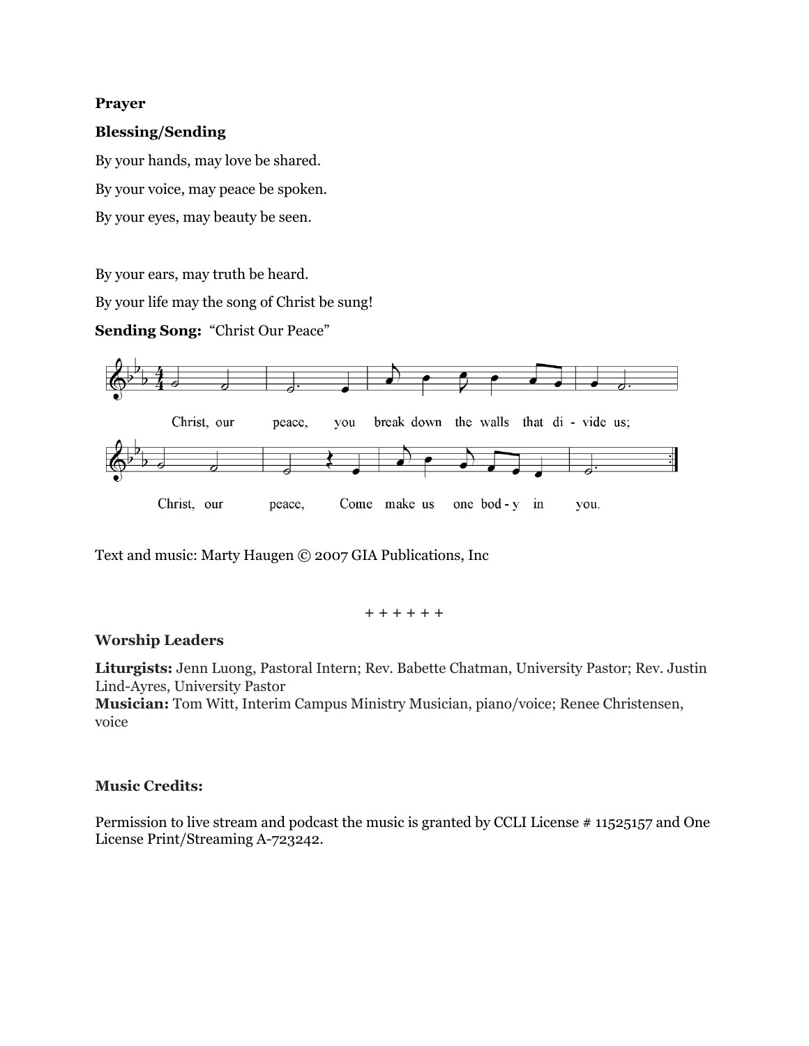**Prayer**

**Blessing/Sending**

By your hands, may love be shared.

By your voice, may peace be spoken.

By your eyes, may beauty be seen.

By your ears, may truth be heard.

By your life may the song of Christ be sung!

**Sending Song:** "Christ Our Peace"

Christ, our peace, you break down the walls that di - vide us;

Christ, our peace, Come make us one bod - y in you.

Text and music: Marty Haugen © 2007 GIA Publications, Inc

+ + + + + +

**Worship Leaders**

**Liturgists:** Jenn Luong, Pastoral Intern; Rev. Babette Chatman, University Pastor; Rev. Justin Lind-Ayres, University Pastor
**Musician:** Tom Witt, Interim Campus Ministry Musician, piano/voice; Renee Christensen, voice

**Music Credits:**

Permission to live stream and podcast the music is granted by CCLI License # 11525157 and One License Print/Streaming A-723242.